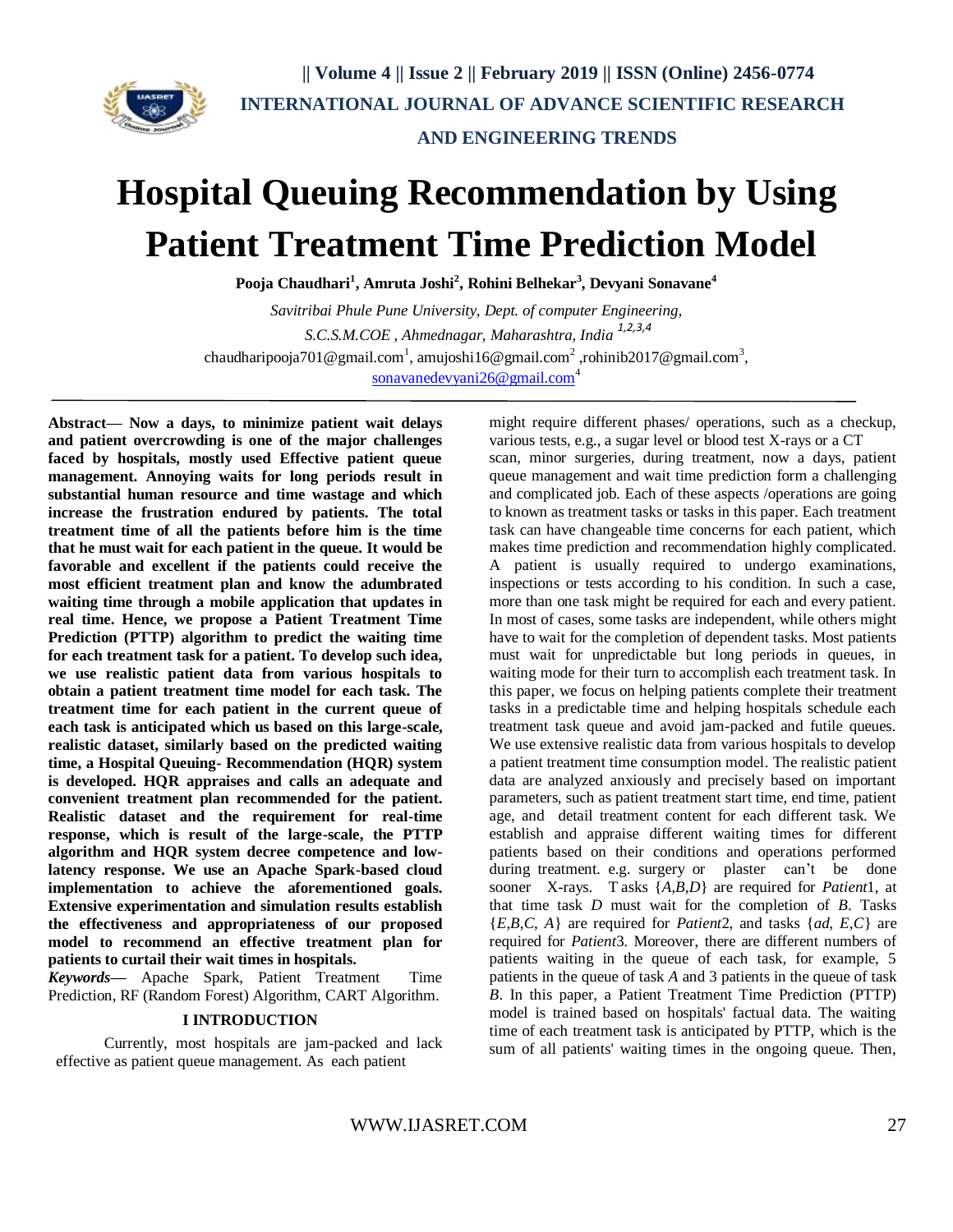# Hospital Queuing Recommendation by Using Patient Treatment Time Prediction Model

**Pooja Chaudhari[1], Amruta Joshi[2], Rohini Belhekar[3], Devyani Sonavane[4]**

*Savitribai Phule Pune University, Dept. of computer Engineering,*

*S.C.S.M.COE , Ahmednagar, Maharashtra, India [1,2,3,4]*

chaudharipooja701@gmail.com[1], amujoshi16@gmail.com[2] ,rohinib2017@gmail.com[3], sonavanedevyani26@gmail.com[4]

**Abstract— Now a days, to minimize patient wait delays and patient overcrowding is one of the major challenges faced by hospitals, mostly used Effective patient queue management. Annoying waits for long periods result in substantial human resource and time wastage and which increase the frustration endured by patients. The total treatment time of all the patients before him is the time that he must wait for each patient in the queue. It would be favorable and excellent if the patients could receive the most efficient treatment plan and know the adumbrated waiting time through a mobile application that updates in real time. Hence, we propose a Patient Treatment Time Prediction (PTTP) algorithm to predict the waiting time for each treatment task for a patient. To develop such idea, we use realistic patient data from various hospitals to obtain a patient treatment time model for each task. The treatment time for each patient in the current queue of each task is anticipated which us based on this large-scale, realistic dataset, similarly based on the predicted waiting time, a Hospital Queuing- Recommendation (HQR) system is developed. HQR appraises and calls an adequate and convenient treatment plan recommended for the patient. Realistic dataset and the requirement for real-time response, which is result of the large-scale, the PTTP algorithm and HQR system decree competence and low-latency response. We use an Apache Spark-based cloud implementation to achieve the aforementioned goals. Extensive experimentation and simulation results establish the effectiveness and appropriateness of our proposed model to recommend an effective treatment plan for patients to curtail their wait times in hospitals.**

***Keywords*—** Apache Spark, Patient Treatment Time Prediction, RF (Random Forest) Algorithm, CART Algorithm.

## I INTRODUCTION

Currently, most hospitals are jam-packed and lack effective as patient queue management. As each patient might require different phases/ operations, such as a checkup, various tests, e.g., a sugar level or blood test X-rays or a CT scan, minor surgeries, during treatment, now a days, patient queue management and wait time prediction form a challenging and complicated job. Each of these aspects /operations are going to known as treatment tasks or tasks in this paper. Each treatment task can have changeable time concerns for each patient, which makes time prediction and recommendation highly complicated. A patient is usually required to undergo examinations, inspections or tests according to his condition. In such a case, more than one task might be required for each and every patient. In most of cases, some tasks are independent, while others might have to wait for the completion of dependent tasks. Most patients must wait for unpredictable but long periods in queues, in waiting mode for their turn to accomplish each treatment task. In this paper, we focus on helping patients complete their treatment tasks in a predictable time and helping hospitals schedule each treatment task queue and avoid jam-packed and futile queues. We use extensive realistic data from various hospitals to develop a patient treatment time consumption model. The realistic patient data are analyzed anxiously and precisely based on important parameters, such as patient treatment start time, end time, patient age, and detail treatment content for each different task. We establish and appraise different waiting times for different patients based on their conditions and operations performed during treatment. e.g. surgery or plaster can't be done sooner X-rays. T asks $\{A,B,D\}$ are required for *Patient*1, at that time task $D$ must wait for the completion of $B$. Tasks $\{E,B,C, A\}$ are required for *Patient*2, and tasks $\{ad, E,C\}$ are required for *Patient*3. Moreover, there are different numbers of patients waiting in the queue of each task, for example, 5 patients in the queue of task $A$ and 3 patients in the queue of task $B$. In this paper, a Patient Treatment Time Prediction (PTTP) model is trained based on hospitals' factual data. The waiting time of each treatment task is anticipated by PTTP, which is the sum of all patients' waiting times in the ongoing queue. Then,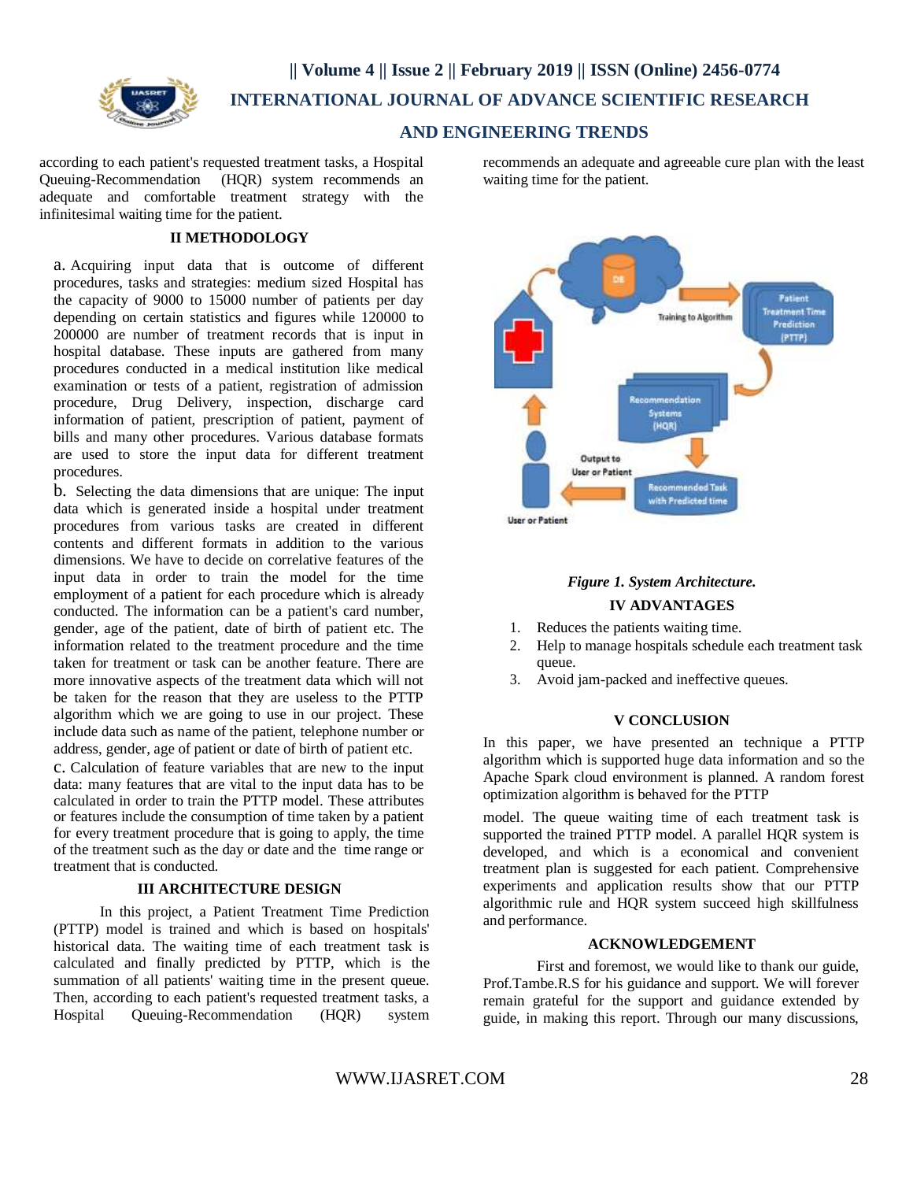according to each patient's requested treatment tasks, a Hospital Queuing-Recommendation (HQR) system recommends an adequate and comfortable treatment strategy with the infinitesimal waiting time for the patient.

## II METHODOLOGY

a. Acquiring input data that is outcome of different procedures, tasks and strategies: medium sized Hospital has the capacity of 9000 to 15000 number of patients per day depending on certain statistics and figures while 120000 to 200000 are number of treatment records that is input in hospital database. These inputs are gathered from many procedures conducted in a medical institution like medical examination or tests of a patient, registration of admission procedure, Drug Delivery, inspection, discharge card information of patient, prescription of patient, payment of bills and many other procedures. Various database formats are used to store the input data for different treatment procedures.

b. Selecting the data dimensions that are unique: The input data which is generated inside a hospital under treatment procedures from various tasks are created in different contents and different formats in addition to the various dimensions. We have to decide on correlative features of the input data in order to train the model for the time employment of a patient for each procedure which is already conducted. The information can be a patient's card number, gender, age of the patient, date of birth of patient etc. The information related to the treatment procedure and the time taken for treatment or task can be another feature. There are more innovative aspects of the treatment data which will not be taken for the reason that they are useless to the PTTP algorithm which we are going to use in our project. These include data such as name of the patient, telephone number or address, gender, age of patient or date of birth of patient etc.

c. Calculation of feature variables that are new to the input data: many features that are vital to the input data has to be calculated in order to train the PTTP model. These attributes or features include the consumption of time taken by a patient for every treatment procedure that is going to apply, the time of the treatment such as the day or date and the time range or treatment that is conducted.

## III ARCHITECTURE DESIGN

In this project, a Patient Treatment Time Prediction (PTTP) model is trained and which is based on hospitals' historical data. The waiting time of each treatment task is calculated and finally predicted by PTTP, which is the summation of all patients' waiting time in the present queue. Then, according to each patient's requested treatment tasks, a Hospital Queuing-Recommendation (HQR) system recommends an adequate and agreeable cure plan with the least waiting time for the patient.

*Figure 1. System Architecture.*

## IV ADVANTAGES

1. Reduces the patients waiting time.
2. Help to manage hospitals schedule each treatment task queue.
3. Avoid jam-packed and ineffective queues.

## V CONCLUSION

In this paper, we have presented an technique a PTTP algorithm which is supported huge data information and so the Apache Spark cloud environment is planned. A random forest optimization algorithm is behaved for the PTTP model. The queue waiting time of each treatment task is supported the trained PTTP model. A parallel HQR system is developed, and which is a economical and convenient treatment plan is suggested for each patient. Comprehensive experiments and application results show that our PTTP algorithmic rule and HQR system succeed high skillfulness and performance.

## ACKNOWLEDGEMENT

First and foremost, we would like to thank our guide, Prof.Tambe.R.S for his guidance and support. We will forever remain grateful for the support and guidance extended by guide, in making this report. Through our many discussions,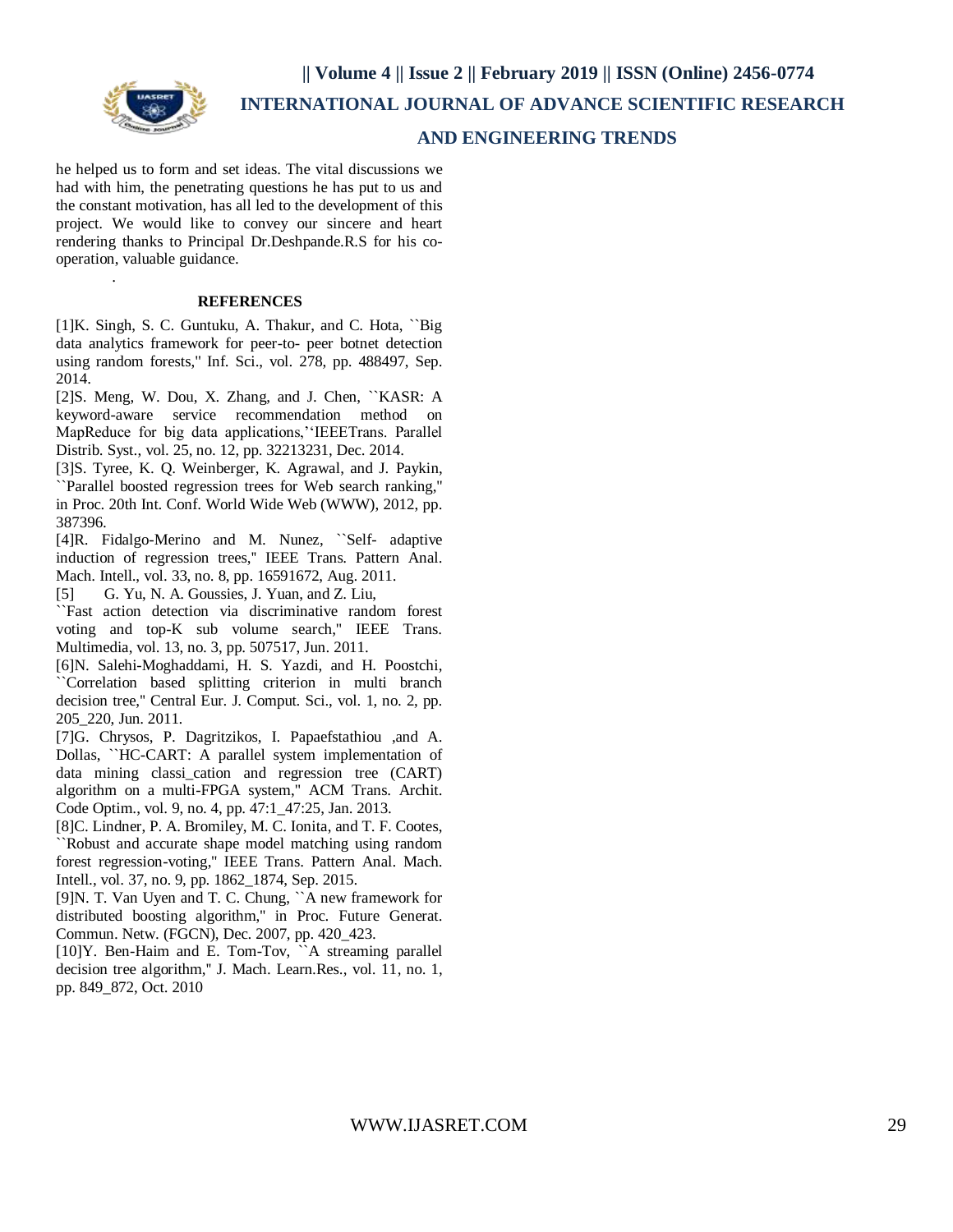he helped us to form and set ideas. The vital discussions we had with him, the penetrating questions he has put to us and the constant motivation, has all led to the development of this project. We would like to convey our sincere and heart rendering thanks to Principal Dr.Deshpande.R.S for his co-operation, valuable guidance.

.

## REFERENCES

[1]K. Singh, S. C. Guntuku, A. Thakur, and C. Hota, ``Big data analytics framework for peer-to- peer botnet detection using random forests,'' Inf. Sci., vol. 278, pp. 488497, Sep. 2014.

[2]S. Meng, W. Dou, X. Zhang, and J. Chen, ``KASR: A keyword-aware service recommendation method on MapReduce for big data applications,''IEEETrans. Parallel Distrib. Syst., vol. 25, no. 12, pp. 32213231, Dec. 2014.

[3]S. Tyree, K. Q. Weinberger, K. Agrawal, and J. Paykin, ``Parallel boosted regression trees for Web search ranking,'' in Proc. 20th Int. Conf. World Wide Web (WWW), 2012, pp. 387396.

[4]R. Fidalgo-Merino and M. Nunez, ``Self- adaptive induction of regression trees,'' IEEE Trans. Pattern Anal. Mach. Intell., vol. 33, no. 8, pp. 16591672, Aug. 2011.

[5] G. Yu, N. A. Goussies, J. Yuan, and Z. Liu, ``Fast action detection via discriminative random forest voting and top-K sub volume search,'' IEEE Trans. Multimedia, vol. 13, no. 3, pp. 507517, Jun. 2011.

[6]N. Salehi-Moghaddami, H. S. Yazdi, and H. Poostchi, ``Correlation based splitting criterion in multi branch decision tree,'' Central Eur. J. Comput. Sci., vol. 1, no. 2, pp. 205_220, Jun. 2011.

[7]G. Chrysos, P. Dagritzikos, I. Papaefstathiou ,and A. Dollas, ``HC-CART: A parallel system implementation of data mining classi_cation and regression tree (CART) algorithm on a multi-FPGA system,'' ACM Trans. Archit. Code Optim., vol. 9, no. 4, pp. 47:1_47:25, Jan. 2013.

[8]C. Lindner, P. A. Bromiley, M. C. Ionita, and T. F. Cootes, ``Robust and accurate shape model matching using random forest regression-voting,'' IEEE Trans. Pattern Anal. Mach. Intell., vol. 37, no. 9, pp. 1862_1874, Sep. 2015.

[9]N. T. Van Uyen and T. C. Chung, ``A new framework for distributed boosting algorithm,'' in Proc. Future Generat. Commun. Netw. (FGCN), Dec. 2007, pp. 420_423.

[10]Y. Ben-Haim and E. Tom-Tov, ``A streaming parallel decision tree algorithm,'' J. Mach. Learn.Res., vol. 11, no. 1, pp. 849_872, Oct. 2010